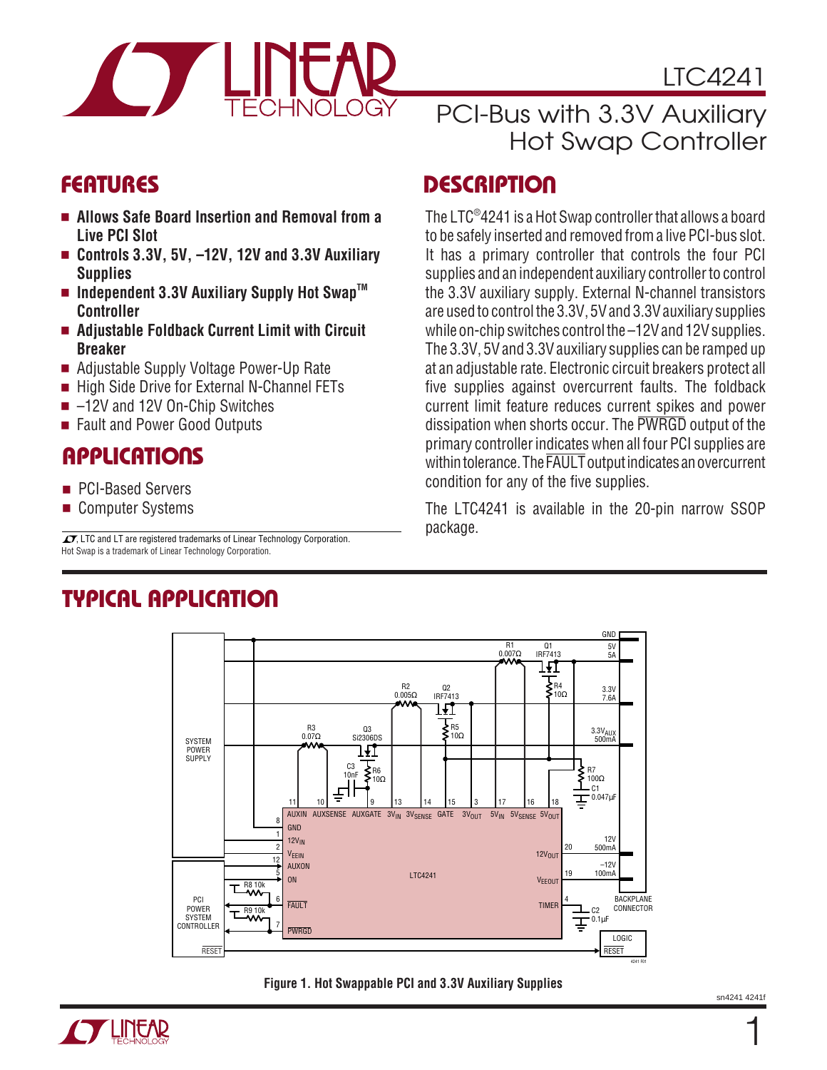# LTC4241

## PCI-Bus with 3.3V Auxiliary Hot Swap Controller

## FEATURES

- **Allows Safe Board Insertion and Removal from a Live PCI Slot**
- **Controls 3.3V, 5V, –12V, 12V and 3.3V Auxiliary Supplies**
- **Independent 3.3V Auxiliary Supply Hot Swap™ Controller**
- **Adjustable Foldback Current Limit with Circuit Breaker**
- Adjustable Supply Voltage Power-Up Rate
- High Side Drive for External N-Channel FETs
- –12V and 12V On-Chip Switches
- Fault and Power Good Outputs

## APPLICATIONS

- PCI-Based Servers
- Computer Systems

LTC and LT are registered trademarks of Linear Technology Corporation. Hot Swap is a trademark of Linear Technology Corporation.

## DESCRIPTION

The LTC®4241 is a Hot Swap controller that allows a board to be safely inserted and removed from a live PCI-bus slot. It has a primary controller that controls the four PCI supplies and an independent auxiliary controller to control the 3.3V auxiliary supply. External N-channel transistors are used to control the 3.3V, 5V and 3.3V auxiliary supplies while on-chip switches control the –12V and 12V supplies. The 3.3V, 5V and 3.3V auxiliary supplies can be ramped up at an adjustable rate. Electronic circuit breakers protect all five supplies against overcurrent faults. The foldback current limit feature reduces current spikes and power dissipation when shorts occur. The $\overline{PWRGD}$ output of the primary controller indicates when all four PCI supplies are within tolerance. The $\overline{FAULT}$ output indicates an overcurrent condition for any of the five supplies.

The LTC4241 is available in the 20-pin narrow SSOP package.

## TYPICAL APPLICATION

SYSTEM POWER SUPPLY

PCI POWER SYSTEM CONTROLLER

RESET

R1 0.007Ω
Q1 IRF7413
R2 0.005Ω
Q2 IRF7413
R3 0.07Ω
Q3 Si2306DS
R4 10Ω
R5 10Ω
R6 10Ω
C3 10nF
R7 100Ω
C1 0.047µF
C2 0.1µF
R8 10k
R9 10k

LTC4241

AUXIN, AUXSENSE, AUXGATE, 3VIN, 3VSENSE, GATE, 3VOUT, 5VIN, 5VSENSE, 5VOUT, GND, 12VIN, VEEIN, AUXON, ON, FAULT, PWRGD, 12VOUT, VEEOUT, TIMER

GND
5V 5A
3.3V 7.6A
3.3VAUX 500mA
12V 500mA
–12V 100mA

BACKPLANE CONNECTOR

LOGIC
RESET

**Figure 1. Hot Swappable PCI and 3.3V Auxiliary Supplies**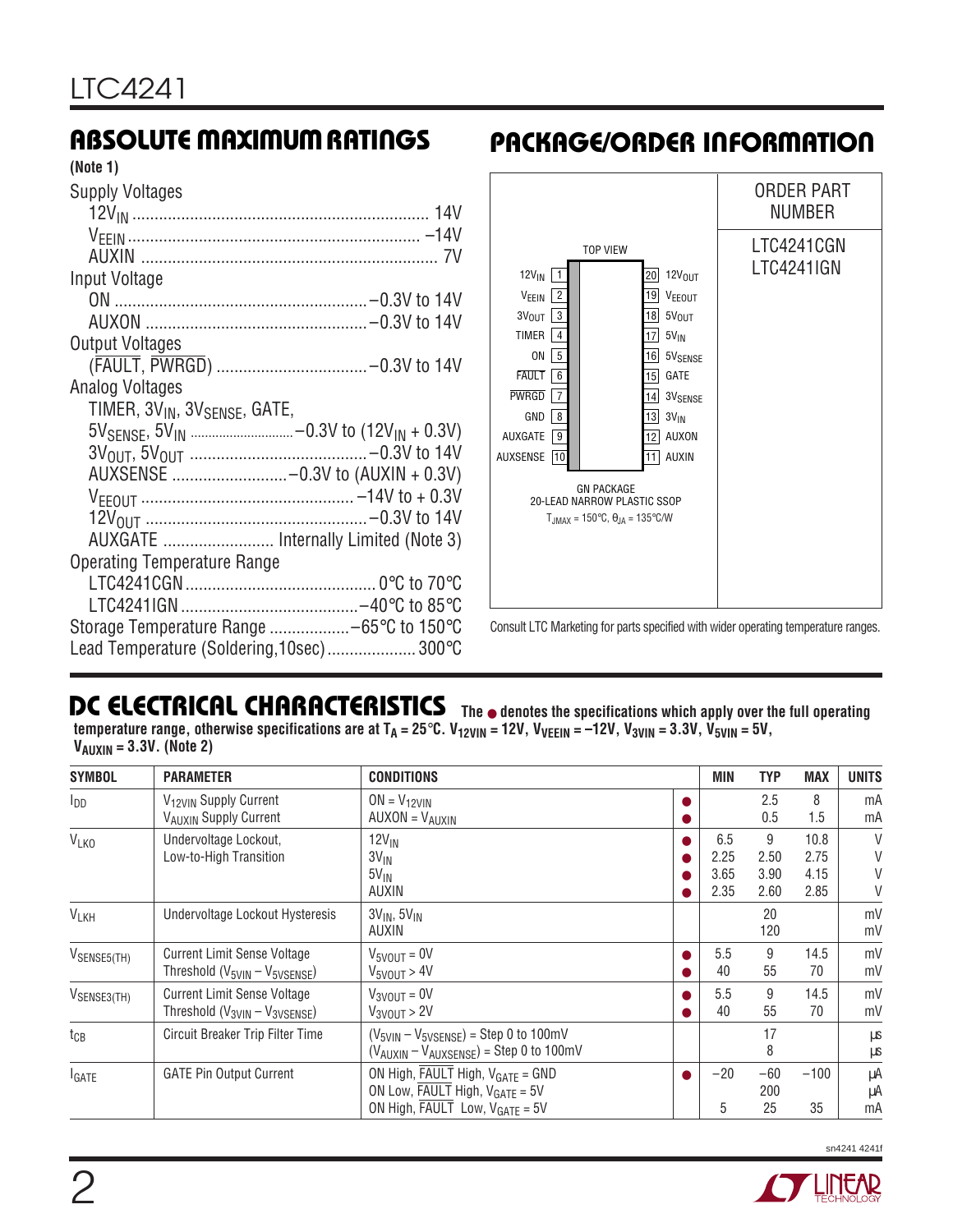## ABSOLUTE MAXIMUM RATINGS

**(Note 1)**

Supply Voltages
- $12V_{IN}$ .......... 14V
- $V_{EEIN}$ .......... –14V
- AUXIN .......... 7V

Input Voltage
- ON .......... –0.3V to 14V
- AUXON .......... –0.3V to 14V

Output Voltages
- ($\overline{FAULT}$, $\overline{PWRGD}$) .......... –0.3V to 14V

Analog Voltages
- TIMER, $3V_{IN}$, $3V_{SENSE}$, GATE, $5V_{SENSE}$, $5V_{IN}$ .......... –0.3V to ($12V_{IN}$ + 0.3V)
- $3V_{OUT}$, $5V_{OUT}$ .......... –0.3V to 14V
- AUXSENSE .......... –0.3V to (AUXIN + 0.3V)
- $V_{EEOUT}$ .......... –14V to + 0.3V
- $12V_{OUT}$ .......... –0.3V to 14V
- AUXGATE .......... Internally Limited (Note 3)

Operating Temperature Range
- LTC4241CGN .......... 0°C to 70°C
- LTC4241IGN .......... –40°C to 85°C

Storage Temperature Range .......... –65°C to 150°C

Lead Temperature (Soldering,10sec) .......... 300°C

## PACKAGE/ORDER INFORMATION

TOP VIEW

| Pin | Name | Pin | Name |
|---|---|---|---|
| 1 | $12V_{IN}$ | 20 | $12V_{OUT}$ |
| 2 | $V_{EEIN}$ | 19 | $V_{EEOUT}$ |
| 3 | $3V_{OUT}$ | 18 | $5V_{OUT}$ |
| 4 | TIMER | 17 | $5V_{IN}$ |
| 5 | ON | 16 | $5V_{SENSE}$ |
| 6 | $\overline{FAULT}$ | 15 | GATE |
| 7 | $\overline{PWRGD}$ | 14 | $3V_{SENSE}$ |
| 8 | GND | 13 | $3V_{IN}$ |
| 9 | AUXGATE | 12 | AUXON |
| 10 | AUXSENSE | 11 | AUXIN |

GN PACKAGE
20-LEAD NARROW PLASTIC SSOP
$T_{JMAX}$ = 150°C, $\theta_{JA}$ = 135°C/W

| ORDER PART NUMBER |
|---|
| LTC4241CGN |
| LTC4241IGN |

Consult LTC Marketing for parts specified with wider operating temperature ranges.

## DC ELECTRICAL CHARACTERISTICS

**The ● denotes the specifications which apply over the full operating temperature range, otherwise specifications are at $T_A$ = 25°C. $V_{12VIN}$ = 12V, $V_{VEEIN}$ = –12V, $V_{3VIN}$ = 3.3V, $V_{5VIN}$ = 5V, $V_{AUXIN}$ = 3.3V. (Note 2)**

| SYMBOL | PARAMETER | CONDITIONS | | MIN | TYP | MAX | UNITS |
|---|---|---|---|---|---|---|---|
| $I_{DD}$ | $V_{12VIN}$ Supply Current<br>$V_{AUXIN}$ Supply Current | ON = $V_{12VIN}$<br>AUXON = $V_{AUXIN}$ | ●<br>● | | 2.5<br>0.5 | 8<br>1.5 | mA<br>mA |
| $V_{LKO}$ | Undervoltage Lockout, Low-to-High Transition | $12V_{IN}$<br>$3V_{IN}$<br>$5V_{IN}$<br>AUXIN | ●<br>●<br>●<br>● | 6.5<br>2.25<br>3.65<br>2.35 | 9<br>2.50<br>3.90<br>2.60 | 10.8<br>2.75<br>4.15<br>2.85 | V<br>V<br>V<br>V |
| $V_{LKH}$ | Undervoltage Lockout Hysteresis | $3V_{IN}$, $5V_{IN}$<br>AUXIN | | | 20<br>120 | | mV<br>mV |
| $V_{SENSE5(TH)}$ | Current Limit Sense Voltage Threshold ($V_{5VIN}$ – $V_{5VSENSE}$) | $V_{5VOUT}$ = 0V<br>$V_{5VOUT}$ > 4V | ●<br>● | 5.5<br>40 | 9<br>55 | 14.5<br>70 | mV<br>mV |
| $V_{SENSE3(TH)}$ | Current Limit Sense Voltage Threshold ($V_{3VIN}$ – $V_{3VSENSE}$) | $V_{3VOUT}$ = 0V<br>$V_{3VOUT}$ > 2V | ●<br>● | 5.5<br>40 | 9<br>55 | 14.5<br>70 | mV<br>mV |
| $t_{CB}$ | Circuit Breaker Trip Filter Time | ($V_{5VIN}$ – $V_{5VSENSE}$) = Step 0 to 100mV<br>($V_{AUXIN}$ – $V_{AUXSENSE}$) = Step 0 to 100mV | | | 17<br>8 | | µs<br>µs |
| $I_{GATE}$ | GATE Pin Output Current | ON High, $\overline{FAULT}$ High, $V_{GATE}$ = GND<br>ON Low, $\overline{FAULT}$ High, $V_{GATE}$ = 5V<br>ON High, $\overline{FAULT}$ Low, $V_{GATE}$ = 5V | ● | –20<br><br>5 | –60<br>200<br>25 | –100<br><br>35 | µA<br>µA<br>mA |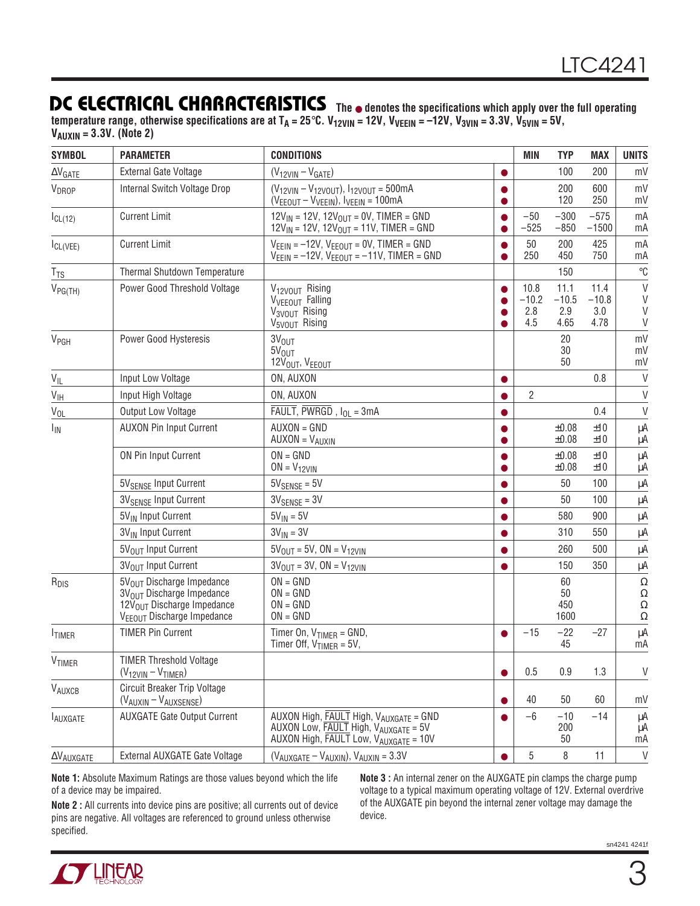## DC ELECTRICAL CHARACTERISTICS

**The ● denotes the specifications which apply over the full operating temperature range, otherwise specifications are at $T_A$ = 25°C. $V_{12VIN}$ = 12V, $V_{VEEIN}$ = –12V, $V_{3VIN}$ = 3.3V, $V_{5VIN}$ = 5V, $V_{AUXIN}$ = 3.3V. (Note 2)**

| SYMBOL | PARAMETER | CONDITIONS | | MIN | TYP | MAX | UNITS |
|---|---|---|---|---|---|---|---|
| $\Delta V_{GATE}$ | External Gate Voltage | ($V_{12VIN} – V_{GATE}$) | ● | | 100 | 200 | mV |
| $V_{DROP}$ | Internal Switch Voltage Drop | ($V_{12VIN} – V_{12VOUT}$), $I_{12VOUT}$ = 500mA<br>($V_{EEOUT} – V_{VEEIN}$), $I_{VEEIN}$ = 100mA | ●<br>● | | 200<br>120 | 600<br>250 | mV<br>mV |
| $I_{CL(12)}$ | Current Limit | $12V_{IN}$ = 12V, $12V_{OUT}$ = 0V, TIMER = GND<br>$12V_{IN}$ = 12V, $12V_{OUT}$ = 11V, TIMER = GND | ●<br>● | –50<br>–525 | –300<br>–850 | –575<br>–1500 | mA<br>mA |
| $I_{CL(VEE)}$ | Current Limit | $V_{EEIN}$ = –12V, $V_{EEOUT}$ = 0V, TIMER = GND<br>$V_{EEIN}$ = –12V, $V_{EEOUT}$ = –11V, TIMER = GND | ●<br>● | 50<br>250 | 200<br>450 | 425<br>750 | mA<br>mA |
| $T_{TS}$ | Thermal Shutdown Temperature | | | | 150 | | °C |
| $V_{PG(TH)}$ | Power Good Threshold Voltage | $V_{12VOUT}$ Rising<br>$V_{VEEOUT}$ Falling<br>$V_{3VOUT}$ Rising<br>$V_{5VOUT}$ Rising | ●<br>●<br>●<br>● | 10.8<br>–10.2<br>2.8<br>4.5 | 11.1<br>–10.5<br>2.9<br>4.65 | 11.4<br>–10.8<br>3.0<br>4.78 | V<br>V<br>V<br>V |
| $V_{PGH}$ | Power Good Hysteresis | $3V_{OUT}$<br>$5V_{OUT}$<br>$12V_{OUT}$, $V_{EEOUT}$ | | | 20<br>30<br>50 | | mV<br>mV<br>mV |
| $V_{IL}$ | Input Low Voltage | ON, AUXON | ● | | | 0.8 | V |
| $V_{IH}$ | Input High Voltage | ON, AUXON | ● | 2 | | | V |
| $V_{OL}$ | Output Low Voltage | FAULT, PWRGD, $I_{OL}$ = 3mA | ● | | | 0.4 | V |
| $I_{IN}$ | AUXON Pin Input Current | AUXON = GND<br>AUXON = $V_{AUXIN}$ | ●<br>● | | ±0.08<br>±0.08 | ±10<br>±10 | µA<br>µA |
| | ON Pin Input Current | ON = GND<br>ON = $V_{12VIN}$ | ●<br>● | | ±0.08<br>±0.08 | ±10<br>±10 | µA<br>µA |
| | $5V_{SENSE}$ Input Current | $5V_{SENSE}$ = 5V | ● | | 50 | 100 | µA |
| | $3V_{SENSE}$ Input Current | $3V_{SENSE}$ = 3V | ● | | 50 | 100 | µA |
| | $5V_{IN}$ Input Current | $5V_{IN}$ = 5V | ● | | 580 | 900 | µA |
| | $3V_{IN}$ Input Current | $3V_{IN}$ = 3V | ● | | 310 | 550 | µA |
| | $5V_{OUT}$ Input Current | $5V_{OUT}$ = 5V, ON = $V_{12VIN}$ | ● | | 260 | 500 | µA |
| | $3V_{OUT}$ Input Current | $3V_{OUT}$ = 3V, ON = $V_{12VIN}$ | ● | | 150 | 350 | µA |
| $R_{DIS}$ | $5V_{OUT}$ Discharge Impedance<br>$3V_{OUT}$ Discharge Impedance<br>$12V_{OUT}$ Discharge Impedance<br>$V_{EEOUT}$ Discharge Impedance | ON = GND<br>ON = GND<br>ON = GND<br>ON = GND | | | 60<br>50<br>450<br>1600 | | Ω<br>Ω<br>Ω<br>Ω |
| $I_{TIMER}$ | TIMER Pin Current | Timer On, $V_{TIMER}$ = GND,<br>Timer Off, $V_{TIMER}$ = 5V, | ● | –15 | –22<br>45 | –27 | µA<br>mA |
| $V_{TIMER}$ | TIMER Threshold Voltage ($V_{12VIN} – V_{TIMER}$) | | ● | 0.5 | 0.9 | 1.3 | V |
| $V_{AUXCB}$ | Circuit Breaker Trip Voltage ($V_{AUXIN} – V_{AUXSENSE}$) | | ● | 40 | 50 | 60 | mV |
| $I_{AUXGATE}$ | AUXGATE Gate Output Current | AUXON High, FAULT High, $V_{AUXGATE}$ = GND<br>AUXON Low, FAULT High, $V_{AUXGATE}$ = 5V<br>AUXON High, FAULT Low, $V_{AUXGATE}$ = 10V | ● | –6 | –10<br>200<br>50 | –14 | µA<br>µA<br>mA |
| $\Delta V_{AUXGATE}$ | External AUXGATE Gate Voltage | ($V_{AUXGATE} – V_{AUXIN}$), $V_{AUXIN}$ = 3.3V | ● | 5 | 8 | 11 | V |

**Note 1:** Absolute Maximum Ratings are those values beyond which the life of a device may be impaired.

**Note 2 :** All currents into device pins are positive; all currents out of device pins are negative. All voltages are referenced to ground unless otherwise specified.

**Note 3 :** An internal zener on the AUXGATE pin clamps the charge pump voltage to a typical maximum operating voltage of 12V. External overdrive of the AUXGATE pin beyond the internal zener voltage may damage the device.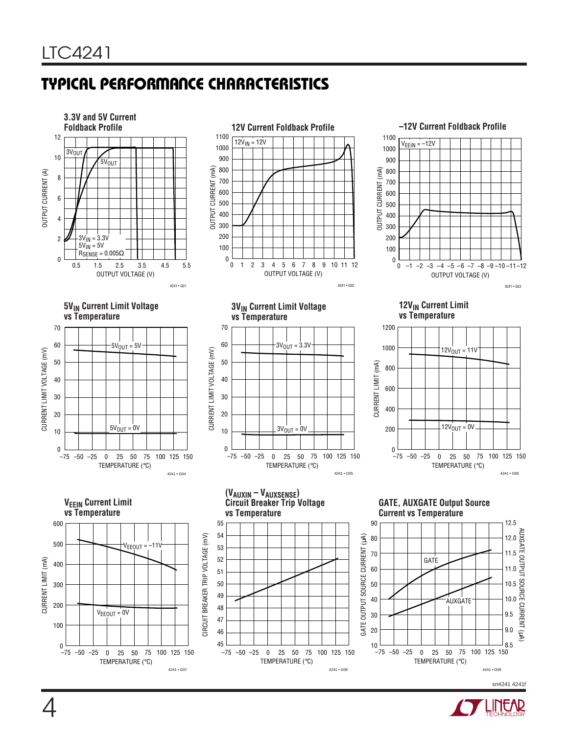## TYPICAL PERFORMANCE CHARACTERISTICS

**3.3V and 5V Current Foldback Profile**

OUTPUT CURRENT (A)
0 2 4 6 8 10 12
OUTPUT VOLTAGE (V)
0.5 1.5 2.5 3.5 4.5 5.5
3V_OUT
5V_OUT
$3V_{IN}$ = 3.3V
$5V_{IN}$ = 5V
$R_{SENSE}$ = 0.005Ω
4241 • G01

**12V Current Foldback Profile**

OUTPUT CURRENT (mA)
0 100 200 300 400 500 600 700 800 900 1000 1100
OUTPUT VOLTAGE (V)
0 1 2 3 4 5 6 7 8 9 10 11 12
$12V_{IN}$ = 12V
4241 • G02

**–12V Current Foldback Profile**

OUTPUT CURRENT (mA)
0 100 200 300 400 500 600 700 800 900 1000 1100
OUTPUT VOLTAGE (V)
0 –1 –2 –3 –4 –5 –6 –7 –8 –9 –10 –11 –12
$V_{EEIN}$ = –12V
4241 • G03

**$5V_{IN}$ Current Limit Voltage vs Temperature**

CURRENT LIMIT VOLTAGE (mV)
0 10 20 30 40 50 60 70
TEMPERATURE (°C)
–75 –50 –25 0 25 50 75 100 125 150
$5V_{OUT}$ = 5V
$5V_{OUT}$ = 0V
4241 • G04

**$3V_{IN}$ Current Limit Voltage vs Temperature**

CURRENT LIMIT VOLTAGE (mV)
0 10 20 30 40 50 60 70
TEMPERATURE (°C)
–75 –50 –25 0 25 50 75 100 125 150
$3V_{OUT}$ = 3.3V
$3V_{OUT}$ = 0V
4241 • G05

**$12V_{IN}$ Current Limit vs Temperature**

CURRENT LIMIT (mA)
0 200 400 600 800 1000 1200
TEMPERATURE (°C)
–75 –50 –25 0 25 50 75 100 125 150
$12V_{OUT}$ = 11V
$12V_{OUT}$ = 0V
4241 • G06

**$V_{EEIN}$ Current Limit vs Temperature**

CURRENT LIMIT (mA)
0 100 200 300 400 500 600
TEMPERATURE (°C)
–75 –50 –25 0 25 50 75 100 125 150
$V_{EEOUT}$ = –11V
$V_{EEOUT}$ = 0V
4241 • G07

**($V_{AUXIN}$ – $V_{AUXSENSE}$) Circuit Breaker Trip Voltage vs Temperature**

CIRCUIT BREAKER TRIP VOLTAGE (mV)
45 46 47 48 49 50 51 52 53 54 55
TEMPERATURE (°C)
–75 –50 –25 0 25 50 75 100 125 150
4241 • G08

**GATE, AUXGATE Output Source Current vs Temperature**

GATE OUTPUT SOURCE CURRENT (µA)
10 20 30 40 50 60 70 80 90
AUXGATE OUTPUT SOURCE CURRENT (µA)
8.5 9.0 9.5 10.0 10.5 11.0 11.5 12.0 12.5
TEMPERATURE (°C)
–75 –50 –25 0 25 50 75 100 125 150
GATE
AUXGATE
4241 • G09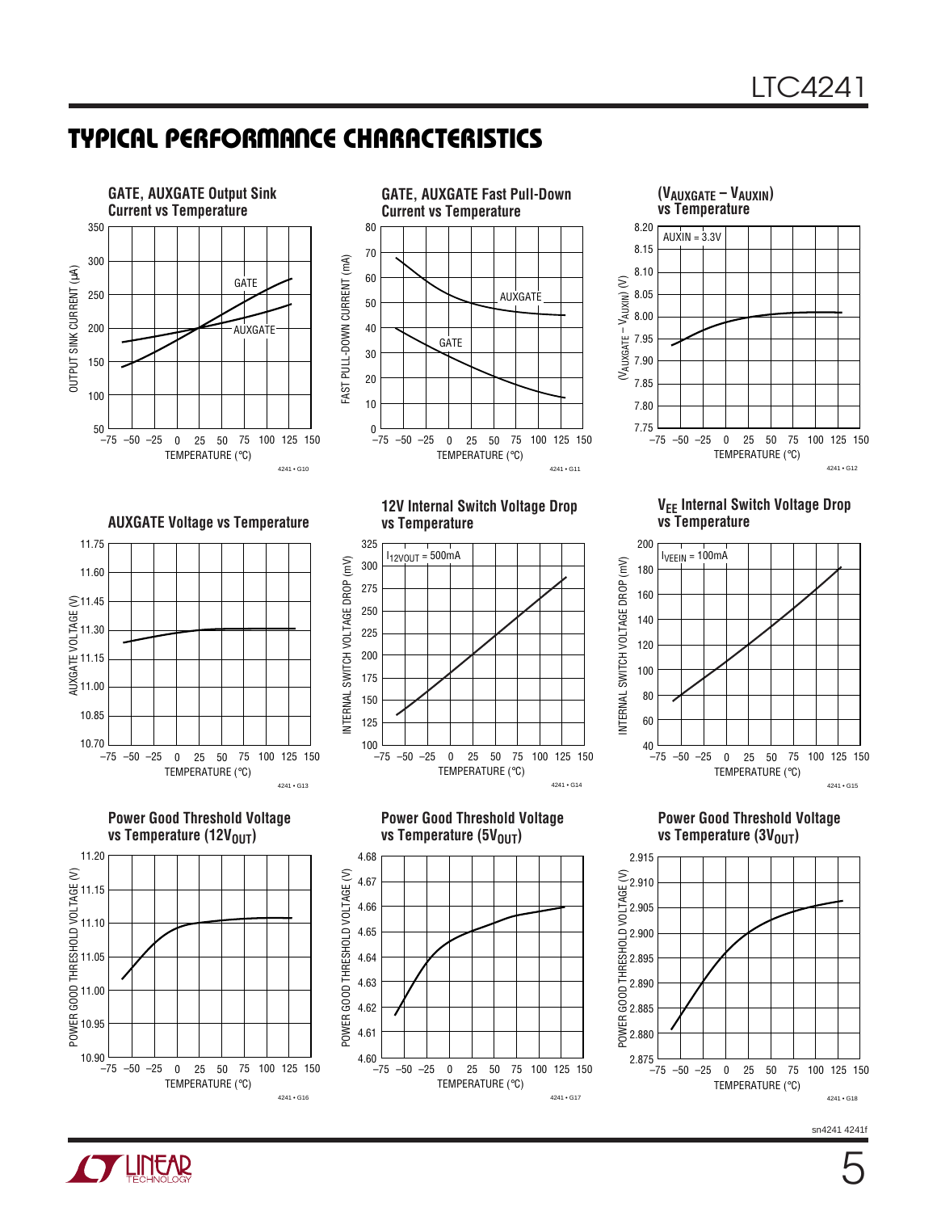## TYPICAL PERFORMANCE CHARACTERISTICS

**GATE, AUXGATE Output Sink Current vs Temperature**

OUTPUT SINK CURRENT (µA)
350, 300, 250, 200, 150, 100, 50
GATE
AUXGATE
TEMPERATURE (°C)
–75 –50 –25 0 25 50 75 100 125 150
4241 • G10

**GATE, AUXGATE Fast Pull-Down Current vs Temperature**

FAST PULL-DOWN CURRENT (mA)
80, 70, 60, 50, 40, 30, 20, 10, 0
AUXGATE
GATE
TEMPERATURE (°C)
–75 –50 –25 0 25 50 75 100 125 150
4241 • G11

**($V_{AUXGATE} – V_{AUXIN}$) vs Temperature**

AUXIN = 3.3V
($V_{AUXGATE} – V_{AUXIN}$) (V)
8.20, 8.15, 8.10, 8.05, 8.00, 7.95, 7.90, 7.85, 7.80, 7.75
TEMPERATURE (°C)
–75 –50 –25 0 25 50 75 100 125 150
4241 • G12

**AUXGATE Voltage vs Temperature**

AUXGATE VOLTAGE (V)
11.75, 11.60, 11.45, 11.30, 11.15, 11.00, 10.85, 10.70
TEMPERATURE (°C)
–75 –50 –25 0 25 50 75 100 125 150
4241 • G13

**12V Internal Switch Voltage Drop vs Temperature**

$I_{12VOUT}$ = 500mA
INTERNAL SWITCH VOLTAGE DROP (mV)
325, 300, 275, 250, 225, 200, 175, 150, 125, 100
TEMPERATURE (°C)
–75 –50 –25 0 25 50 75 100 125 150
4241 • G14

**$V_{EE}$ Internal Switch Voltage Drop vs Temperature**

$I_{VEEIN}$ = 100mA
INTERNAL SWITCH VOLTAGE DROP (mV)
200, 180, 160, 140, 120, 100, 80, 60, 40
TEMPERATURE (°C)
–75 –50 –25 0 25 50 75 100 125 150
4241 • G15

**Power Good Threshold Voltage vs Temperature ($12V_{OUT}$)**

POWER GOOD THRESHOLD VOLTAGE (V)
11.20, 11.15, 11.10, 11.05, 11.00, 10.95, 10.90
TEMPERATURE (°C)
–75 –50 –25 0 25 50 75 100 125 150
4241 • G16

**Power Good Threshold Voltage vs Temperature ($5V_{OUT}$)**

POWER GOOD THRESHOLD VOLTAGE (V)
4.68, 4.67, 4.66, 4.65, 4.64, 4.63, 4.62, 4.61, 4.60
TEMPERATURE (°C)
–75 –50 –25 0 25 50 75 100 125 150
4241 • G17

**Power Good Threshold Voltage vs Temperature ($3V_{OUT}$)**

POWER GOOD THRESHOLD VOLTAGE (V)
2.915, 2.910, 2.905, 2.900, 2.895, 2.890, 2.885, 2.880, 2.875
TEMPERATURE (°C)
–75 –50 –25 0 25 50 75 100 125 150
4241 • G18

sn4241 4241f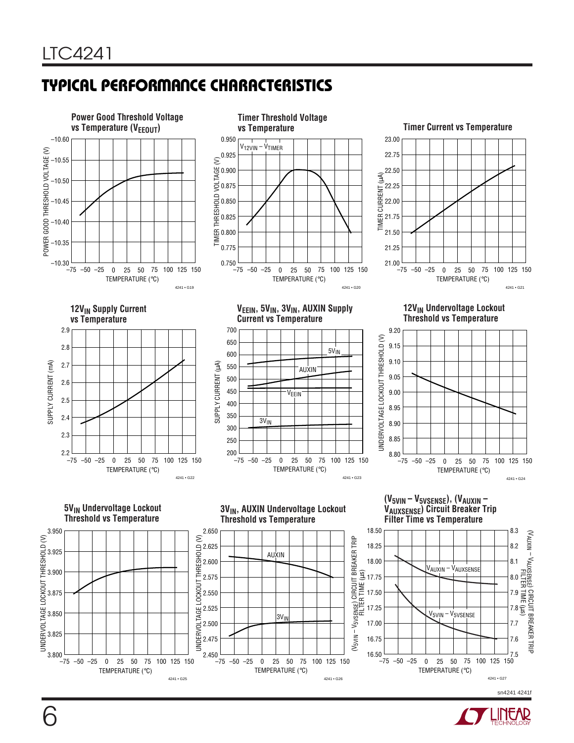## TYPICAL PERFORMANCE CHARACTERISTICS

**Power Good Threshold Voltage vs Temperature ($V_{EEOUT}$)**

POWER GOOD THRESHOLD VOLTAGE (V)
–10.60
–10.55
–10.50
–10.45
–10.40
–10.35
–10.30
–75 –50 –25 0 25 50 75 100 125 150
TEMPERATURE (°C)
4241 • G19

**Timer Threshold Voltage vs Temperature**

$V_{12VIN} – V_{TIMER}$
TIMER THRESHOLD VOLTAGE (V)
0.950
0.925
0.900
0.875
0.850
0.825
0.800
0.775
0.750
–75 –50 –25 0 25 50 75 100 125 150
TEMPERATURE (°C)
4241 • G20

**Timer Current vs Temperature**

TIMER CURRENT (μA)
23.00
22.75
22.50
22.25
22.00
21.75
21.50
21.25
21.00
–75 –50 –25 0 25 50 75 100 125 150
TEMPERATURE (°C)
4241 • G21

**$12V_{IN}$ Supply Current vs Temperature**

SUPPLY CURRENT (mA)
2.9
2.8
2.7
2.6
2.5
2.4
2.3
2.2
–75 –50 –25 0 25 50 75 100 125 150
TEMPERATURE (°C)
4241 • G22

**$V_{EEIN}$, $5V_{IN}$, $3V_{IN}$, AUXIN Supply Current vs Temperature**

$5V_{IN}$
AUXIN
$V_{EEIN}$
$3V_{IN}$
SUPPLY CURRENT (μA)
700
650
600
550
500
450
400
350
300
250
200
–75 –50 –25 0 25 50 75 100 125 150
TEMPERATURE (°C)
4241 • G23

**$12V_{IN}$ Undervoltage Lockout Threshold vs Temperature**

UNDERVOLTAGE LOCKOUT THRESHOLD (V)
9.20
9.15
9.10
9.05
9.00
8.95
8.90
8.85
8.80
–75 –50 –25 0 25 50 75 100 125 150
TEMPERATURE (°C)
4241 • G24

**$5V_{IN}$ Undervoltage Lockout Threshold vs Temperature**

UNDERVOLTAGE LOCKOUT THRESHOLD (V)
3.950
3.925
3.900
3.875
3.850
3.825
3.800
–75 –50 –25 0 25 50 75 100 125 150
TEMPERATURE (°C)
4241 • G25

**$3V_{IN}$, AUXIN Undervoltage Lockout Threshold vs Temperature**

AUXIN
$3V_{IN}$
UNDERVOLTAGE LOCKOUT THRESHOLD (V)
2.650
2.625
2.600
2.575
2.550
2.525
2.500
2.475
2.450
–75 –50 –25 0 25 50 75 100 125 150
TEMPERATURE (°C)
4241 • G26

**($V_{5VIN} – V_{5VSENSE}$), ($V_{AUXIN} – V_{AUXSENSE}$) Circuit Breaker Trip Filter Time vs Temperature**

$V_{AUXIN} – V_{AUXSENSE}$
$V_{5VIN} – V_{5VSENSE}$
($V_{5VIN} – V_{5VSENSE}$) CIRCUIT BREAKER TRIP FILTER TIME (μs)
18.50
18.25
18.00
17.75
17.50
17.25
17.00
16.75
16.50
($V_{AUXIN} – V_{AUXSENSE}$) CIRCUIT BREAKER TRIP FILTER TIME (μs)
8.3
8.2
8.1
8.0
7.9
7.8
7.7
7.6
7.5
–75 –50 –25 0 25 50 75 100 125 150
TEMPERATURE (°C)
4241 • G27

sn4241 4241f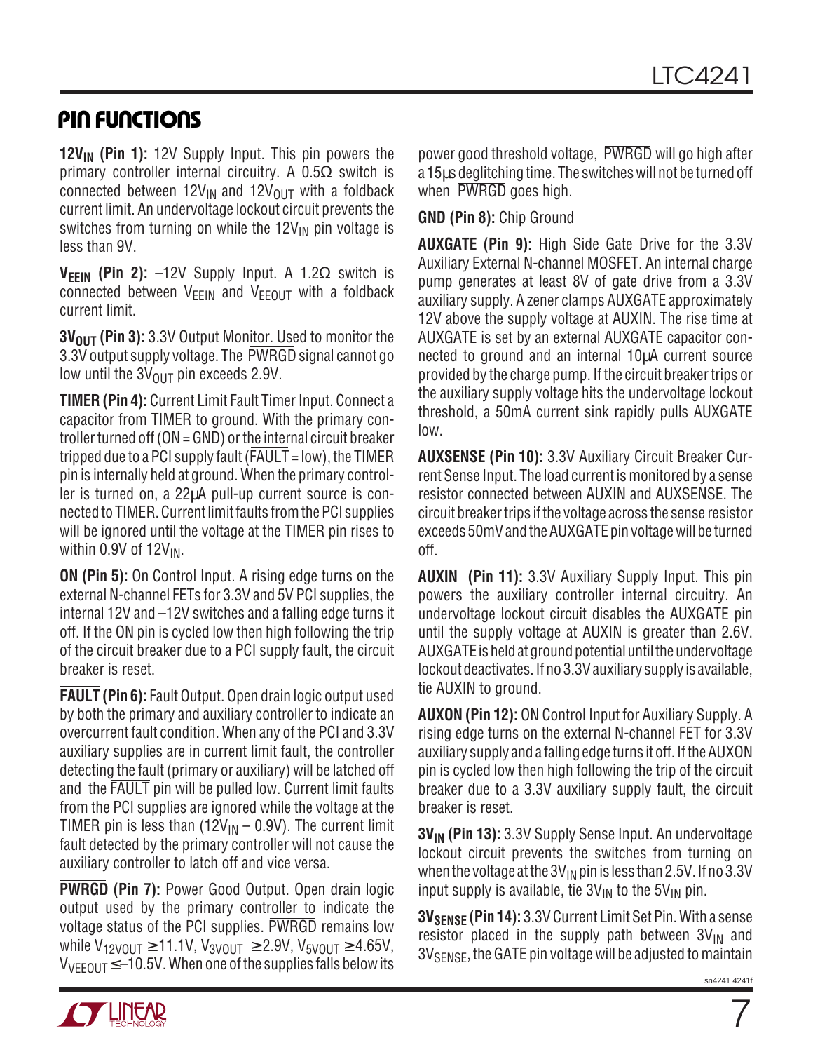## PIN FUNCTIONS

**$12V_{IN}$ (Pin 1):** 12V Supply Input. This pin powers the primary controller internal circuitry. A 0.5Ω switch is connected between $12V_{IN}$ and $12V_{OUT}$ with a foldback current limit. An undervoltage lockout circuit prevents the switches from turning on while the $12V_{IN}$ pin voltage is less than 9V.

**$V_{EEIN}$ (Pin 2):** –12V Supply Input. A 1.2Ω switch is connected between $V_{EEIN}$ and $V_{EEOUT}$ with a foldback current limit.

**$3V_{OUT}$ (Pin 3):** 3.3V Output Monitor. Used to monitor the 3.3V output supply voltage. The $\overline{PWRGD}$ signal cannot go low until the $3V_{OUT}$ pin exceeds 2.9V.

**TIMER (Pin 4):** Current Limit Fault Timer Input. Connect a capacitor from TIMER to ground. With the primary controller turned off (ON = GND) or the internal circuit breaker tripped due to a PCI supply fault ($\overline{FAULT}$ = low), the TIMER pin is internally held at ground. When the primary controller is turned on, a 22µA pull-up current source is connected to TIMER. Current limit faults from the PCI supplies will be ignored until the voltage at the TIMER pin rises to within 0.9V of $12V_{IN}$.

**ON (Pin 5):** On Control Input. A rising edge turns on the external N-channel FETs for 3.3V and 5V PCI supplies, the internal 12V and –12V switches and a falling edge turns it off. If the ON pin is cycled low then high following the trip of the circuit breaker due to a PCI supply fault, the circuit breaker is reset.

**$\overline{FAULT}$ (Pin 6):** Fault Output. Open drain logic output used by both the primary and auxiliary controller to indicate an overcurrent fault condition. When any of the PCI and 3.3V auxiliary supplies are in current limit fault, the controller detecting the fault (primary or auxiliary) will be latched off and the $\overline{FAULT}$ pin will be pulled low. Current limit faults from the PCI supplies are ignored while the voltage at the TIMER pin is less than ($12V_{IN}$ – 0.9V). The current limit fault detected by the primary controller will not cause the auxiliary controller to latch off and vice versa.

**$\overline{PWRGD}$ (Pin 7):** Power Good Output. Open drain logic output used by the primary controller to indicate the voltage status of the PCI supplies. $\overline{PWRGD}$ remains low while $V_{12VOUT} \geq 11.1V$, $V_{3VOUT} \geq 2.9V$, $V_{5VOUT} \geq 4.65V$, $V_{VEEOUT} \leq –10.5V$. When one of the supplies falls below its power good threshold voltage, $\overline{PWRGD}$ will go high after a 15µs deglitching time. The switches will not be turned off when $\overline{PWRGD}$ goes high.

**GND (Pin 8):** Chip Ground

**AUXGATE (Pin 9):** High Side Gate Drive for the 3.3V Auxiliary External N-channel MOSFET. An internal charge pump generates at least 8V of gate drive from a 3.3V auxiliary supply. A zener clamps AUXGATE approximately 12V above the supply voltage at AUXIN. The rise time at AUXGATE is set by an external AUXGATE capacitor connected to ground and an internal 10µA current source provided by the charge pump. If the circuit breaker trips or the auxiliary supply voltage hits the undervoltage lockout threshold, a 50mA current sink rapidly pulls AUXGATE low.

**AUXSENSE (Pin 10):** 3.3V Auxiliary Circuit Breaker Current Sense Input. The load current is monitored by a sense resistor connected between AUXIN and AUXSENSE. The circuit breaker trips if the voltage across the sense resistor exceeds 50mV and the AUXGATE pin voltage will be turned off.

**AUXIN (Pin 11):** 3.3V Auxiliary Supply Input. This pin powers the auxiliary controller internal circuitry. An undervoltage lockout circuit disables the AUXGATE pin until the supply voltage at AUXIN is greater than 2.6V. AUXGATE is held at ground potential until the undervoltage lockout deactivates. If no 3.3V auxiliary supply is available, tie AUXIN to ground.

**AUXON (Pin 12):** ON Control Input for Auxiliary Supply. A rising edge turns on the external N-channel FET for 3.3V auxiliary supply and a falling edge turns it off. If the AUXON pin is cycled low then high following the trip of the circuit breaker due to a 3.3V auxiliary supply fault, the circuit breaker is reset.

**$3V_{IN}$ (Pin 13):** 3.3V Supply Sense Input. An undervoltage lockout circuit prevents the switches from turning on when the voltage at the $3V_{IN}$ pin is less than 2.5V. If no 3.3V input supply is available, tie $3V_{IN}$ to the $5V_{IN}$ pin.

**$3V_{SENSE}$ (Pin 14):** 3.3V Current Limit Set Pin. With a sense resistor placed in the supply path between $3V_{IN}$ and $3V_{SENSE}$, the GATE pin voltage will be adjusted to maintain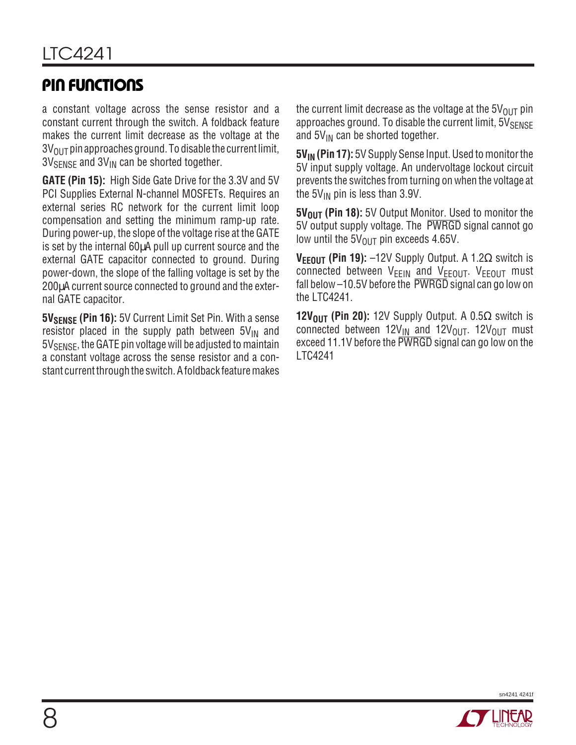## PIN FUNCTIONS

a constant voltage across the sense resistor and a constant current through the switch. A foldback feature makes the current limit decrease as the voltage at the $3V_{OUT}$ pin approaches ground. To disable the current limit, $3V_{SENSE}$ and $3V_{IN}$ can be shorted together.

**GATE (Pin 15):** High Side Gate Drive for the 3.3V and 5V PCI Supplies External N-channel MOSFETs. Requires an external series RC network for the current limit loop compensation and setting the minimum ramp-up rate. During power-up, the slope of the voltage rise at the GATE is set by the internal 60µA pull up current source and the external GATE capacitor connected to ground. During power-down, the slope of the falling voltage is set by the 200µA current source connected to ground and the external GATE capacitor.

**$5V_{SENSE}$ (Pin 16):** 5V Current Limit Set Pin. With a sense resistor placed in the supply path between $5V_{IN}$ and $5V_{SENSE}$, the GATE pin voltage will be adjusted to maintain a constant voltage across the sense resistor and a constant current through the switch. A foldback feature makes the current limit decrease as the voltage at the $5V_{OUT}$ pin approaches ground. To disable the current limit, $5V_{SENSE}$ and $5V_{IN}$ can be shorted together.

**$5V_{IN}$ (Pin 17):** 5V Supply Sense Input. Used to monitor the 5V input supply voltage. An undervoltage lockout circuit prevents the switches from turning on when the voltage at the $5V_{IN}$ pin is less than 3.9V.

**$5V_{OUT}$ (Pin 18):** 5V Output Monitor. Used to monitor the 5V output supply voltage. The $\overline{PWRGD}$ signal cannot go low until the $5V_{OUT}$ pin exceeds 4.65V.

**$V_{EEOUT}$ (Pin 19):** –12V Supply Output. A 1.2Ω switch is connected between $V_{EEIN}$ and $V_{EEOUT}$. $V_{EEOUT}$ must fall below –10.5V before the $\overline{PWRGD}$ signal can go low on the LTC4241.

**$12V_{OUT}$ (Pin 20):** 12V Supply Output. A 0.5Ω switch is connected between $12V_{IN}$ and $12V_{OUT}$. $12V_{OUT}$ must exceed 11.1V before the $\overline{PWRGD}$ signal can go low on the LTC4241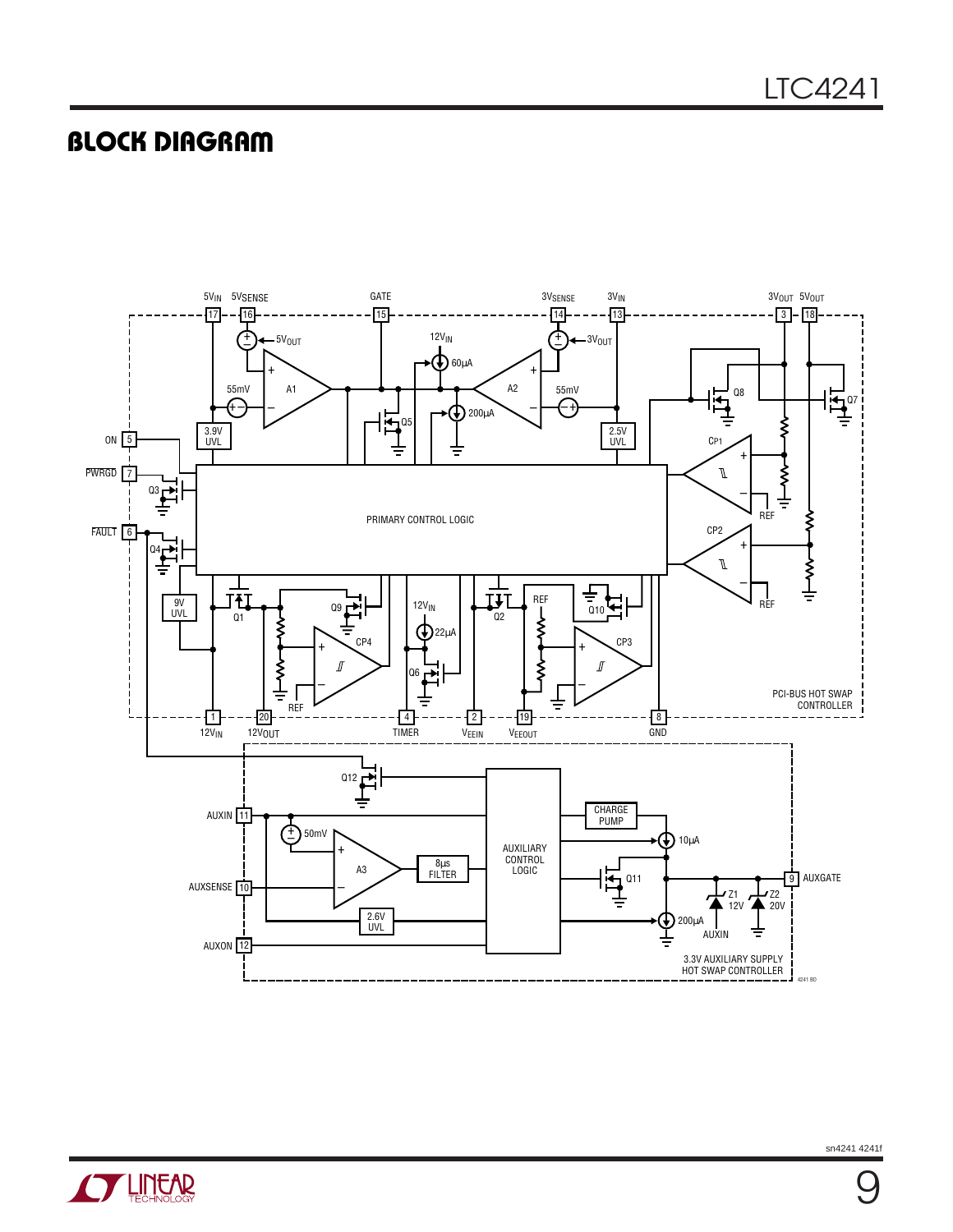## BLOCK DIAGRAM

$5V_{IN}$ 17
$5V_{SENSE}$ 16
GATE 15
$3V_{SENSE}$ 14
$3V_{IN}$ 13
$3V_{OUT}$ 3
$5V_{OUT}$ 18

$5V_{OUT}$
$12V_{IN}$
$3V_{OUT}$
60µA
55mV
A1
A2
55mV
200µA
Q5
Q8
Q7
3.9V UVL
2.5V UVL
CP1
ON 5
PWRGD 7
Q3
FAULT 6
Q4
PRIMARY CONTROL LOGIC
REF
CP2
REF
9V UVL
Q1
Q9
$12V_{IN}$
22µA
Q2
REF
Q10
CP4
CP3
Q6
REF
PCI-BUS HOT SWAP CONTROLLER

1 $12V_{IN}$
20 $12V_{OUT}$
4 TIMER
2 $V_{EEIN}$
19 $V_{EEOUT}$
8 GND

Q12
AUXIN 11
50mV
A3
8µs FILTER
AUXILIARY CONTROL LOGIC
CHARGE PUMP
10µA
Q11
9 AUXGATE
AUXSENSE 10
Z1 12V
Z2 20V
2.6V UVL
200µA
AUXIN
AUXON 12
3.3V AUXILIARY SUPPLY HOT SWAP CONTROLLER

4241 BD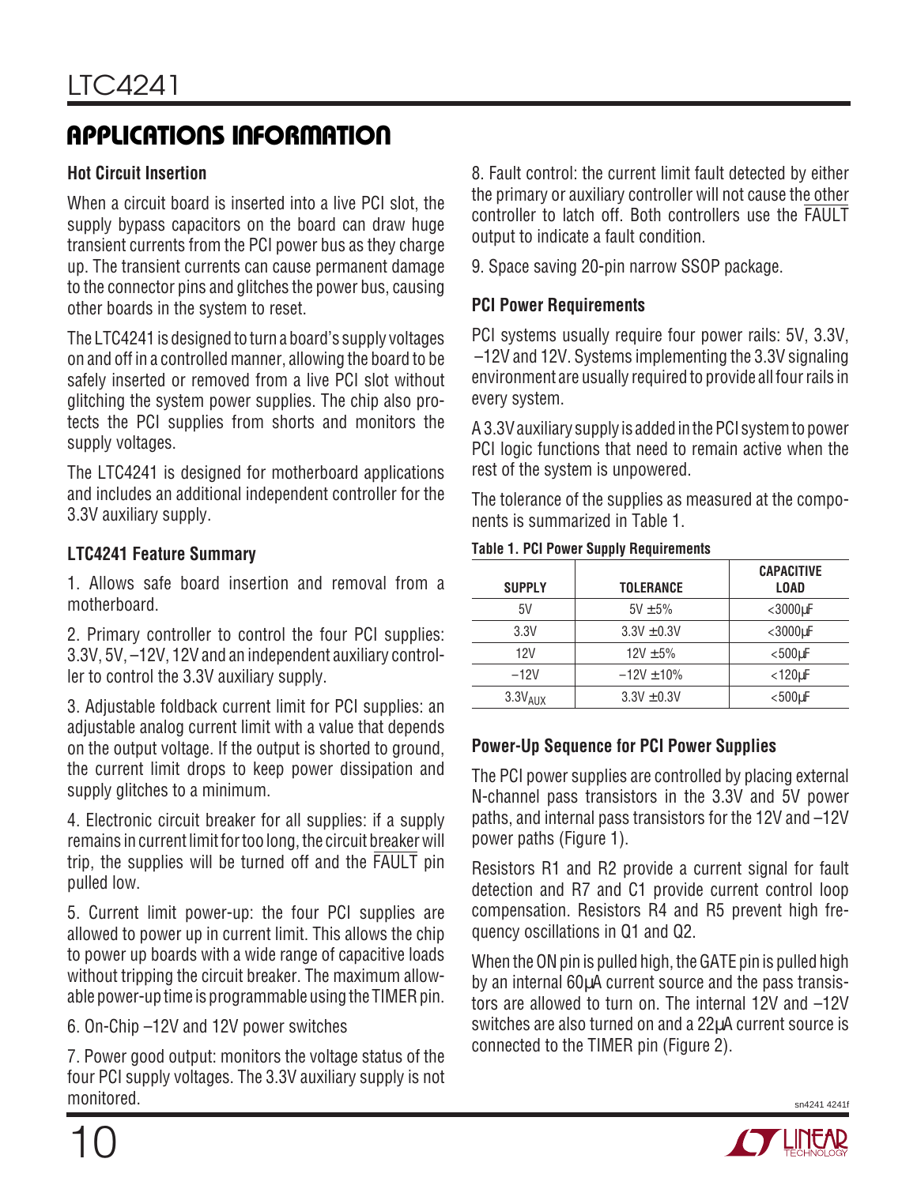## APPLICATIONS INFORMATION

### Hot Circuit Insertion

When a circuit board is inserted into a live PCI slot, the supply bypass capacitors on the board can draw huge transient currents from the PCI power bus as they charge up. The transient currents can cause permanent damage to the connector pins and glitches the power bus, causing other boards in the system to reset.

The LTC4241 is designed to turn a board's supply voltages on and off in a controlled manner, allowing the board to be safely inserted or removed from a live PCI slot without glitching the system power supplies. The chip also protects the PCI supplies from shorts and monitors the supply voltages.

The LTC4241 is designed for motherboard applications and includes an additional independent controller for the 3.3V auxiliary supply.

### LTC4241 Feature Summary

1. Allows safe board insertion and removal from a motherboard.

2. Primary controller to control the four PCI supplies: 3.3V, 5V, –12V, 12V and an independent auxiliary controller to control the 3.3V auxiliary supply.

3. Adjustable foldback current limit for PCI supplies: an adjustable analog current limit with a value that depends on the output voltage. If the output is shorted to ground, the current limit drops to keep power dissipation and supply glitches to a minimum.

4. Electronic circuit breaker for all supplies: if a supply remains in current limit for too long, the circuit breaker will trip, the supplies will be turned off and the $\overline{\text{FAULT}}$ pin pulled low.

5. Current limit power-up: the four PCI supplies are allowed to power up in current limit. This allows the chip to power up boards with a wide range of capacitive loads without tripping the circuit breaker. The maximum allowable power-up time is programmable using the TIMER pin.

6. On-Chip –12V and 12V power switches

7. Power good output: monitors the voltage status of the four PCI supply voltages. The 3.3V auxiliary supply is not monitored.

8. Fault control: the current limit fault detected by either the primary or auxiliary controller will not cause the other controller to latch off. Both controllers use the $\overline{\text{FAULT}}$ output to indicate a fault condition.

9. Space saving 20-pin narrow SSOP package.

### PCI Power Requirements

PCI systems usually require four power rails: 5V, 3.3V, –12V and 12V. Systems implementing the 3.3V signaling environment are usually required to provide all four rails in every system.

A 3.3V auxiliary supply is added in the PCI system to power PCI logic functions that need to remain active when the rest of the system is unpowered.

The tolerance of the supplies as measured at the components is summarized in Table 1.

**Table 1. PCI Power Supply Requirements**

| SUPPLY | TOLERANCE | CAPACITIVE LOAD |
|---|---|---|
| 5V | 5V ±5% | <3000µF |
| 3.3V | 3.3V ±0.3V | <3000µF |
| 12V | 12V ±5% | <500µF |
| –12V | –12V ±10% | <120µF |
| $3.3V_{AUX}$ | 3.3V ±0.3V | <500µF |

### Power-Up Sequence for PCI Power Supplies

The PCI power supplies are controlled by placing external N-channel pass transistors in the 3.3V and 5V power paths, and internal pass transistors for the 12V and –12V power paths (Figure 1).

Resistors R1 and R2 provide a current signal for fault detection and R7 and C1 provide current control loop compensation. Resistors R4 and R5 prevent high frequency oscillations in Q1 and Q2.

When the ON pin is pulled high, the GATE pin is pulled high by an internal 60µA current source and the pass transistors are allowed to turn on. The internal 12V and –12V switches are also turned on and a 22µA current source is connected to the TIMER pin (Figure 2).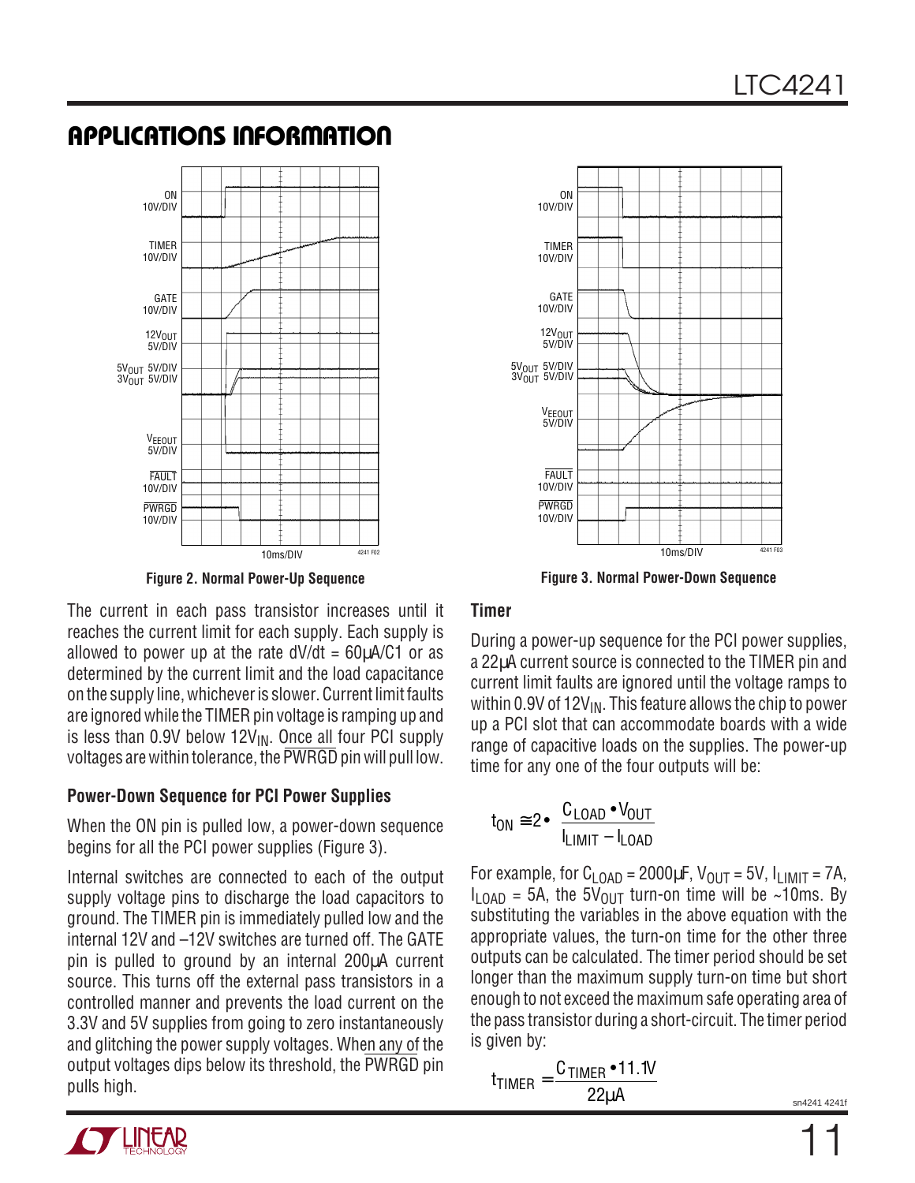## APPLICATIONS INFORMATION

ON 10V/DIV
TIMER 10V/DIV
GATE 10V/DIV
$12V_{OUT}$ 5V/DIV
$5V_{OUT}$ 5V/DIV
$3V_{OUT}$ 5V/DIV
$V_{EEOUT}$ 5V/DIV
$\overline{FAULT}$ 10V/DIV
$\overline{PWRGD}$ 10V/DIV
10ms/DIV
4241 F02

**Figure 2. Normal Power-Up Sequence**

ON 10V/DIV
TIMER 10V/DIV
GATE 10V/DIV
$12V_{OUT}$ 5V/DIV
$5V_{OUT}$ 5V/DIV
$3V_{OUT}$ 5V/DIV
$V_{EEOUT}$ 5V/DIV
$\overline{FAULT}$ 10V/DIV
$\overline{PWRGD}$ 10V/DIV
10ms/DIV
4241 F03

**Figure 3. Normal Power-Down Sequence**

The current in each pass transistor increases until it reaches the current limit for each supply. Each supply is allowed to power up at the rate dV/dt = 60µA/C1 or as determined by the current limit and the load capacitance on the supply line, whichever is slower. Current limit faults are ignored while the TIMER pin voltage is ramping up and is less than 0.9V below $12V_{IN}$. Once all four PCI supply voltages are within tolerance, the $\overline{PWRGD}$ pin will pull low.

### Power-Down Sequence for PCI Power Supplies

When the ON pin is pulled low, a power-down sequence begins for all the PCI power supplies (Figure 3).

Internal switches are connected to each of the output supply voltage pins to discharge the load capacitors to ground. The TIMER pin is immediately pulled low and the internal 12V and –12V switches are turned off. The GATE pin is pulled to ground by an internal 200µA current source. This turns off the external pass transistors in a controlled manner and prevents the load current on the 3.3V and 5V supplies from going to zero instantaneously and glitching the power supply voltages. When any of the output voltages dips below its threshold, the $\overline{PWRGD}$ pin pulls high.

### Timer

During a power-up sequence for the PCI power supplies, a 22µA current source is connected to the TIMER pin and current limit faults are ignored until the voltage ramps to within 0.9V of $12V_{IN}$. This feature allows the chip to power up a PCI slot that can accommodate boards with a wide range of capacitive loads on the supplies. The power-up time for any one of the four outputs will be:

$$t_{ON} \cong 2 \bullet \frac{C_{LOAD} \bullet V_{OUT}}{I_{LIMIT} - I_{LOAD}}$$

For example, for $C_{LOAD}$ = 2000µF, $V_{OUT}$ = 5V, $I_{LIMIT}$ = 7A, $I_{LOAD}$ = 5A, the $5V_{OUT}$ turn-on time will be ~10ms. By substituting the variables in the above equation with the appropriate values, the turn-on time for the other three outputs can be calculated. The timer period should be set longer than the maximum supply turn-on time but short enough to not exceed the maximum safe operating area of the pass transistor during a short-circuit. The timer period is given by:

$$t_{TIMER} = \frac{C_{TIMER} \bullet 11.1V}{22\mu A}$$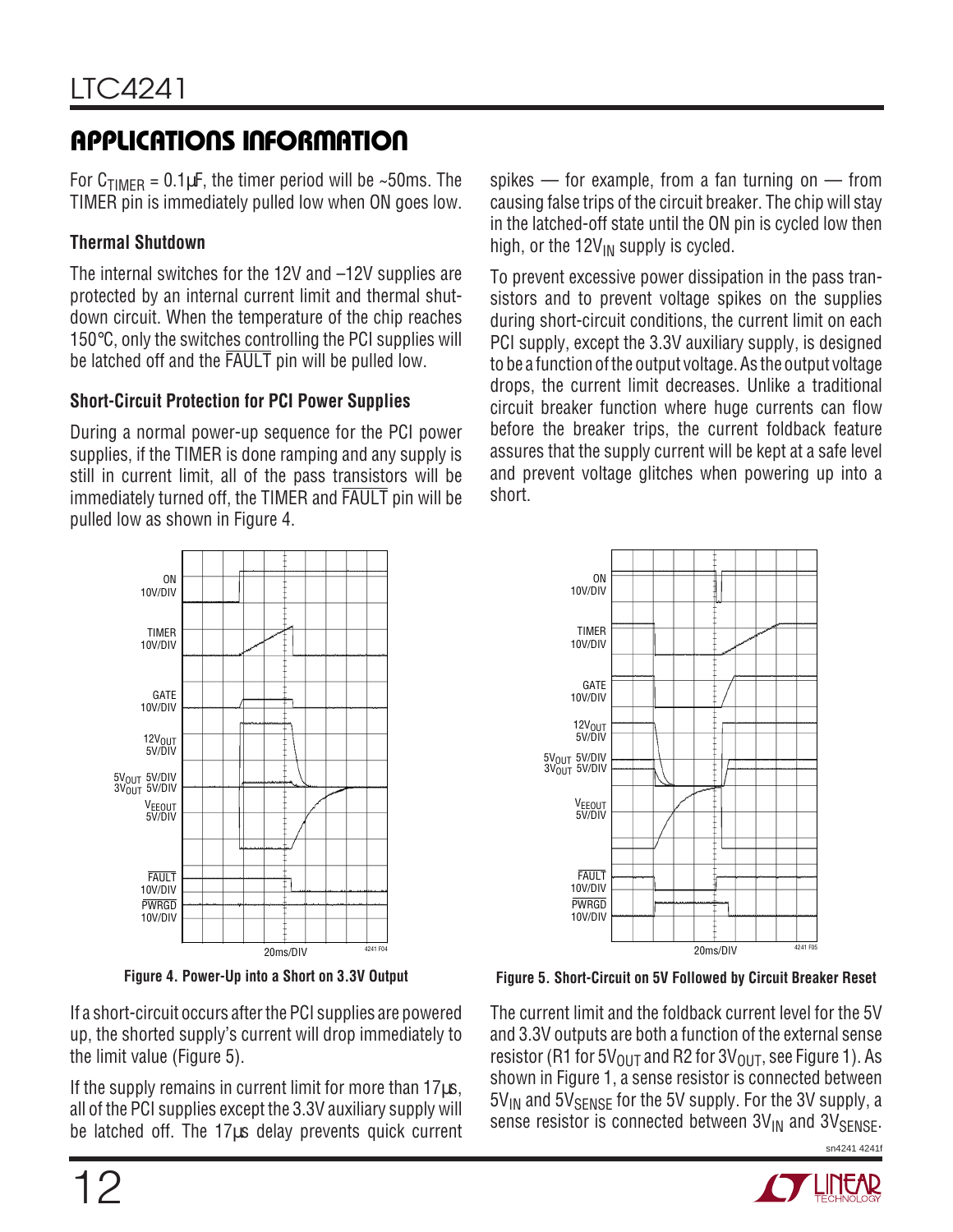## APPLICATIONS INFORMATION

For $C_{TIMER}$ = 0.1µF, the timer period will be ~50ms. The TIMER pin is immediately pulled low when ON goes low.

### Thermal Shutdown

The internal switches for the 12V and –12V supplies are protected by an internal current limit and thermal shutdown circuit. When the temperature of the chip reaches 150°C, only the switches controlling the PCI supplies will be latched off and the $\overline{FAULT}$ pin will be pulled low.

### Short-Circuit Protection for PCI Power Supplies

During a normal power-up sequence for the PCI power supplies, if the TIMER is done ramping and any supply is still in current limit, all of the pass transistors will be immediately turned off, the TIMER and $\overline{FAULT}$ pin will be pulled low as shown in Figure 4.

ON 10V/DIV
TIMER 10V/DIV
GATE 10V/DIV
$12V_{OUT}$ 5V/DIV
$5V_{OUT}$ 5V/DIV
$3V_{OUT}$ 5V/DIV
$V_{EEOUT}$ 5V/DIV
$\overline{FAULT}$ 10V/DIV
$\overline{PWRGD}$ 10V/DIV
20ms/DIV
4241 F04

**Figure 4. Power-Up into a Short on 3.3V Output**

If a short-circuit occurs after the PCI supplies are powered up, the shorted supply's current will drop immediately to the limit value (Figure 5).

If the supply remains in current limit for more than 17µs, all of the PCI supplies except the 3.3V auxiliary supply will be latched off. The 17µs delay prevents quick current spikes — for example, from a fan turning on — from causing false trips of the circuit breaker. The chip will stay in the latched-off state until the ON pin is cycled low then high, or the $12V_{IN}$ supply is cycled.

To prevent excessive power dissipation in the pass transistors and to prevent voltage spikes on the supplies during short-circuit conditions, the current limit on each PCI supply, except the 3.3V auxiliary supply, is designed to be a function of the output voltage. As the output voltage drops, the current limit decreases. Unlike a traditional circuit breaker function where huge currents can flow before the breaker trips, the current foldback feature assures that the supply current will be kept at a safe level and prevent voltage glitches when powering up into a short.

ON 10V/DIV
TIMER 10V/DIV
GATE 10V/DIV
$12V_{OUT}$ 5V/DIV
$5V_{OUT}$ 5V/DIV
$3V_{OUT}$ 5V/DIV
$V_{EEOUT}$ 5V/DIV
$\overline{FAULT}$ 10V/DIV
$\overline{PWRGD}$ 10V/DIV
20ms/DIV
4241 F05

**Figure 5. Short-Circuit on 5V Followed by Circuit Breaker Reset**

The current limit and the foldback current level for the 5V and 3.3V outputs are both a function of the external sense resistor (R1 for $5V_{OUT}$ and R2 for $3V_{OUT}$, see Figure 1). As shown in Figure 1, a sense resistor is connected between $5V_{IN}$ and $5V_{SENSE}$. For the 3V supply, a sense resistor is connected between $3V_{IN}$ and $3V_{SENSE}$.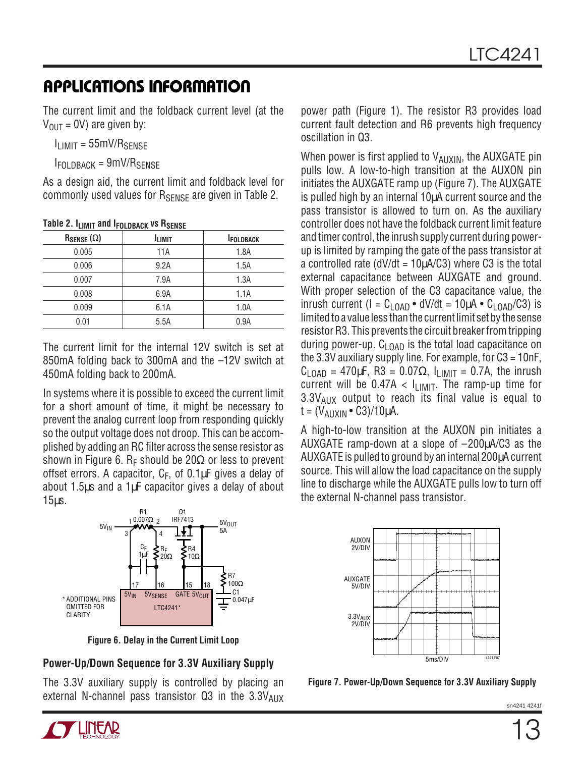## APPLICATIONS INFORMATION

The current limit and the foldback current level (at the $V_{OUT}$ = 0V) are given by:

$I_{LIMIT}$ = 55mV/$R_{SENSE}$

$I_{FOLDBACK}$ = 9mV/$R_{SENSE}$

As a design aid, the current limit and foldback level for commonly used values for $R_{SENSE}$ are given in Table 2.

**Table 2. $I_{LIMIT}$ and $I_{FOLDBACK}$ vs $R_{SENSE}$**

| $R_{SENSE}$ (Ω) | $I_{LIMIT}$ | $I_{FOLDBACK}$ |
|---|---|---|
| 0.005 | 11A | 1.8A |
| 0.006 | 9.2A | 1.5A |
| 0.007 | 7.9A | 1.3A |
| 0.008 | 6.9A | 1.1A |
| 0.009 | 6.1A | 1.0A |
| 0.01 | 5.5A | 0.9A |

The current limit for the internal 12V switch is set at 850mA folding back to 300mA and the –12V switch at 450mA folding back to 200mA.

In systems where it is possible to exceed the current limit for a short amount of time, it might be necessary to prevent the analog current loop from responding quickly so the output voltage does not droop. This can be accomplished by adding an RC filter across the sense resistor as shown in Figure 6. $R_F$ should be 20Ω or less to prevent offset errors. A capacitor, $C_F$, of 0.1µF gives a delay of about 1.5µs and a 1µF capacitor gives a delay of about 15µs.

5V_IN
R1 0.007Ω
1 2 3 4
Q1 IRF7413
5V_OUT 5A
C_F 1µF
R_F 20Ω
R4 10Ω
R7 100Ω
C1 0.047µF
17 16 15 18
5V_IN 5V_SENSE GATE 5V_OUT
LTC4241*
* ADDITIONAL PINS OMITTED FOR CLARITY

**Figure 6. Delay in the Current Limit Loop**

### Power-Up/Down Sequence for 3.3V Auxiliary Supply

The 3.3V auxiliary supply is controlled by placing an external N-channel pass transistor Q3 in the $3.3V_{AUX}$ power path (Figure 1). The resistor R3 provides load current fault detection and R6 prevents high frequency oscillation in Q3.

When power is first applied to $V_{AUXIN}$, the AUXGATE pin pulls low. A low-to-high transition at the AUXON pin initiates the AUXGATE ramp up (Figure 7). The AUXGATE is pulled high by an internal 10µA current source and the pass transistor is allowed to turn on. As the auxiliary controller does not have the foldback current limit feature and timer control, the inrush supply current during power-up is limited by ramping the gate of the pass transistor at a controlled rate (dV/dt = 10µA/C3) where C3 is the total external capacitance between AUXGATE and ground. With proper selection of the C3 capacitance value, the inrush current ($I = C_{LOAD} \bullet dV/dt = 10µA \bullet C_{LOAD}/C3$) is limited to a value less than the current limit set by the sense resistor R3. This prevents the circuit breaker from tripping during power-up. $C_{LOAD}$ is the total load capacitance on the 3.3V auxiliary supply line. For example, for C3 = 10nF, $C_{LOAD}$ = 470µF, R3 = 0.07Ω, $I_{LIMIT}$ = 0.7A, the inrush current will be 0.47A < $I_{LIMIT}$. The ramp-up time for $3.3V_{AUX}$ output to reach its final value is equal to $t = (V_{AUXIN} \bullet C3)/10µA$.

A high-to-low transition at the AUXON pin initiates a AUXGATE ramp-down at a slope of –200µA/C3 as the AUXGATE is pulled to ground by an internal 200µA current source. This will allow the load capacitance on the supply line to discharge while the AUXGATE pulls low to turn off the external N-channel pass transistor.

AUXON 2V/DIV
AUXGATE 5V/DIV
3.3V_AUX 2V/DIV
5ms/DIV
4241 F07

**Figure 7. Power-Up/Down Sequence for 3.3V Auxiliary Supply**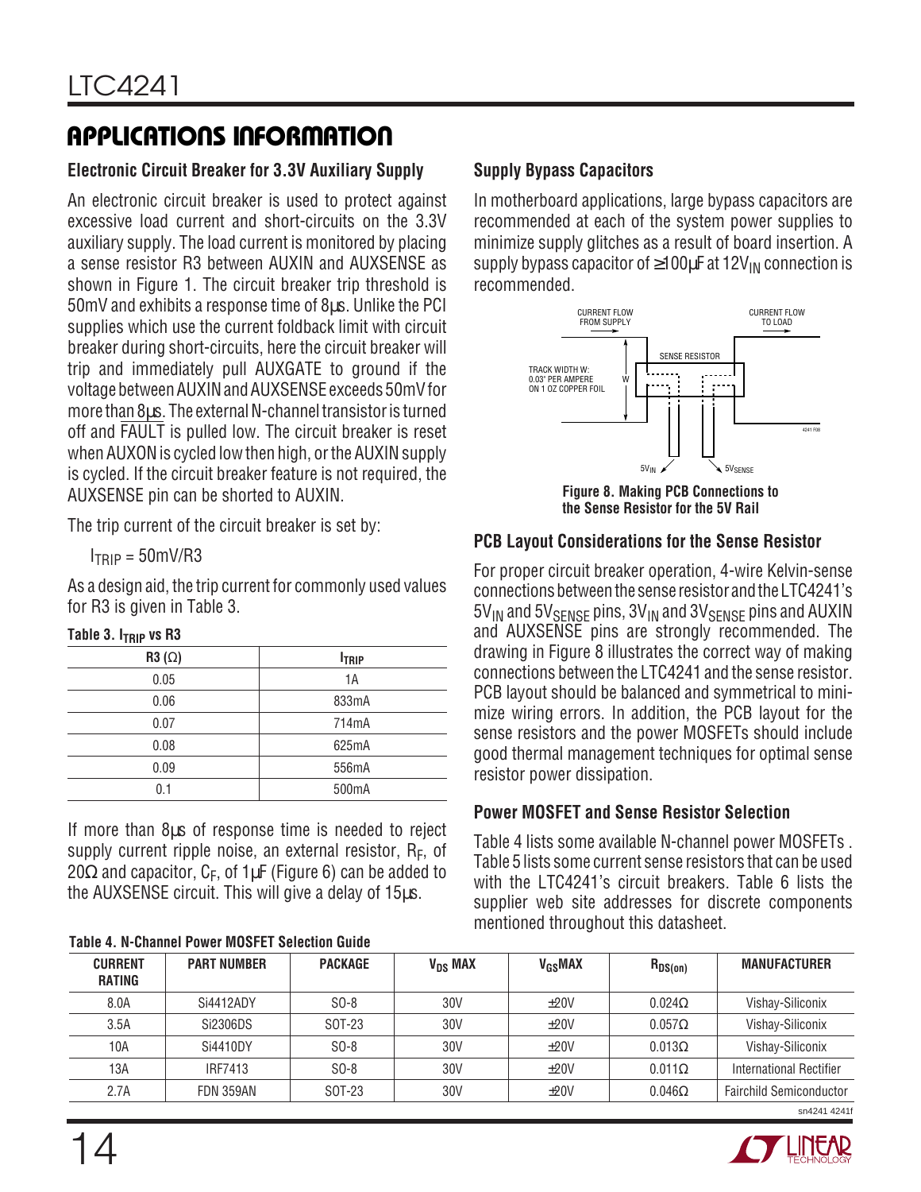## APPLICATIONS INFORMATION

### Electronic Circuit Breaker for 3.3V Auxiliary Supply

An electronic circuit breaker is used to protect against excessive load current and short-circuits on the 3.3V auxiliary supply. The load current is monitored by placing a sense resistor R3 between AUXIN and AUXSENSE as shown in Figure 1. The circuit breaker trip threshold is 50mV and exhibits a response time of 8µs. Unlike the PCI supplies which use the current foldback limit with circuit breaker during short-circuits, here the circuit breaker will trip and immediately pull AUXGATE to ground if the voltage between AUXIN and AUXSENSE exceeds 50mV for more than 8µs. The external N-channel transistor is turned off and FAULT is pulled low. The circuit breaker is reset when AUXON is cycled low then high, or the AUXIN supply is cycled. If the circuit breaker feature is not required, the AUXSENSE pin can be shorted to AUXIN.

The trip current of the circuit breaker is set by:

$I_{TRIP} = 50mV/R3$

As a design aid, the trip current for commonly used values for R3 is given in Table 3.

**Table 3. $I_{TRIP}$ vs R3**

| R3 (Ω) | $I_{TRIP}$ |
|---|---|
| 0.05 | 1A |
| 0.06 | 833mA |
| 0.07 | 714mA |
| 0.08 | 625mA |
| 0.09 | 556mA |
| 0.1 | 500mA |

If more than 8µs of response time is needed to reject supply current ripple noise, an external resistor, $R_F$, of 20Ω and capacitor, $C_F$, of 1µF (Figure 6) can be added to the AUXSENSE circuit. This will give a delay of 15µs.

### Supply Bypass Capacitors

In motherboard applications, large bypass capacitors are recommended at each of the system power supplies to minimize supply glitches as a result of board insertion. A supply bypass capacitor of ≥100µF at $12V_{IN}$ connection is recommended.

CURRENT FLOW FROM SUPPLY
CURRENT FLOW TO LOAD
SENSE RESISTOR
TRACK WIDTH W: 0.03" PER AMPERE ON 1 OZ COPPER FOIL
W
$5V_{IN}$
$5V_{SENSE}$
4241 F08

**Figure 8. Making PCB Connections to the Sense Resistor for the 5V Rail**

### PCB Layout Considerations for the Sense Resistor

For proper circuit breaker operation, 4-wire Kelvin-sense connections between the sense resistor and the LTC4241's $5V_{IN}$ and $5V_{SENSE}$ pins, $3V_{IN}$ and $3V_{SENSE}$ pins and AUXIN and AUXSENSE pins are strongly recommended. The drawing in Figure 8 illustrates the correct way of making connections between the LTC4241 and the sense resistor. PCB layout should be balanced and symmetrical to minimize wiring errors. In addition, the PCB layout for the sense resistors and the power MOSFETs should include good thermal management techniques for optimal sense resistor power dissipation.

### Power MOSFET and Sense Resistor Selection

Table 4 lists some available N-channel power MOSFETs . Table 5 lists some current sense resistors that can be used with the LTC4241's circuit breakers. Table 6 lists the supplier web site addresses for discrete components mentioned throughout this datasheet.

**Table 4. N-Channel Power MOSFET Selection Guide**

| CURRENT RATING | PART NUMBER | PACKAGE | $V_{DS}$ MAX | $V_{GS}$MAX | $R_{DS(on)}$ | MANUFACTURER |
|---|---|---|---|---|---|---|
| 8.0A | Si4412ADY | S0-8 | 30V | ±20V | 0.024Ω | Vishay-Siliconix |
| 3.5A | Si2306DS | SOT-23 | 30V | ±20V | 0.057Ω | Vishay-Siliconix |
| 10A | Si4410DY | S0-8 | 30V | ±20V | 0.013Ω | Vishay-Siliconix |
| 13A | IRF7413 | S0-8 | 30V | ±20V | 0.011Ω | International Rectifier |
| 2.7A | FDN 359AN | SOT-23 | 30V | ±20V | 0.046Ω | Fairchild Semiconductor |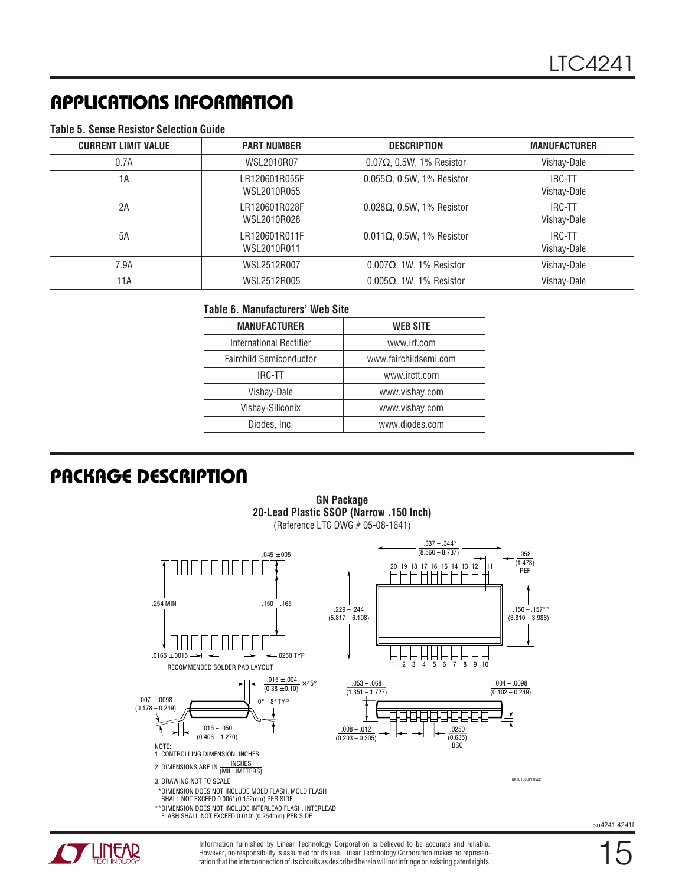## APPLICATIONS INFORMATION

**Table 5. Sense Resistor Selection Guide**

| CURRENT LIMIT VALUE | PART NUMBER | DESCRIPTION | MANUFACTURER |
|---|---|---|---|
| 0.7A | WSL2010R07 | 0.07Ω, 0.5W, 1% Resistor | Vishay-Dale |
| 1A | LR120601R055F<br>WSL2010R055 | 0.055Ω, 0.5W, 1% Resistor | IRC-TT<br>Vishay-Dale |
| 2A | LR120601R028F<br>WSL2010R028 | 0.028Ω, 0.5W, 1% Resistor | IRC-TT<br>Vishay-Dale |
| 5A | LR120601R011F<br>WSL2010R011 | 0.011Ω, 0.5W, 1% Resistor | IRC-TT<br>Vishay-Dale |
| 7.9A | WSL2512R007 | 0.007Ω, 1W, 1% Resistor | Vishay-Dale |
| 11A | WSL2512R005 | 0.005Ω, 1W, 1% Resistor | Vishay-Dale |

**Table 6. Manufacturers' Web Site**

| MANUFACTURER | WEB SITE |
|---|---|
| International Rectifier | www.irf.com |
| Fairchild Semiconductor | www.fairchildsemi.com |
| IRC-TT | www.irctt.com |
| Vishay-Dale | www.vishay.com |
| Vishay-Siliconix | www.vishay.com |
| Diodes, Inc. | www.diodes.com |

## PACKAGE DESCRIPTION

**GN Package**
**20-Lead Plastic SSOP (Narrow .150 Inch)**
(Reference LTC DWG # 05-08-1641)

.045 ±.005
.254 MIN
.150 – .165
.0165 ±.0015
.0250 TYP
RECOMMENDED SOLDER PAD LAYOUT

.337 – .344*
(8.560 – 8.737)
.058
(1.473)
REF
20 19 18 17 16 15 14 13 12 11
.229 – .244
(5.817 – 6.198)
.150 – .157**
(3.810 – 3.988)
1 2 3 4 5 6 7 8 9 10

.015 ± .004
(0.38 ± 0.10) ×45°
.007 – .0098
(0.178 – 0.249)
0° – 8° TYP
.016 – .050
(0.406 – 1.270)

.053 – .068
(1.351 – 1.727)
.004 – .0098
(0.102 – 0.249)
.008 – .012
(0.203 – 0.305)
.0250
(0.635)
BSC

GN20 (SSOP) 0502

NOTE:
1. CONTROLLING DIMENSION: INCHES
2. DIMENSIONS ARE IN $\frac{\text{INCHES}}{\text{(MILLIMETERS)}}$
3. DRAWING NOT TO SCALE
*DIMENSION DOES NOT INCLUDE MOLD FLASH. MOLD FLASH SHALL NOT EXCEED 0.006" (0.152mm) PER SIDE
**DIMENSION DOES NOT INCLUDE INTERLEAD FLASH. INTERLEAD FLASH SHALL NOT EXCEED 0.010" (0.254mm) PER SIDE

Information furnished by Linear Technology Corporation is believed to be accurate and reliable. However, no responsibility is assumed for its use. Linear Technology Corporation makes no representation that the interconnection of its circuits as described herein will not infringe on existing patent rights.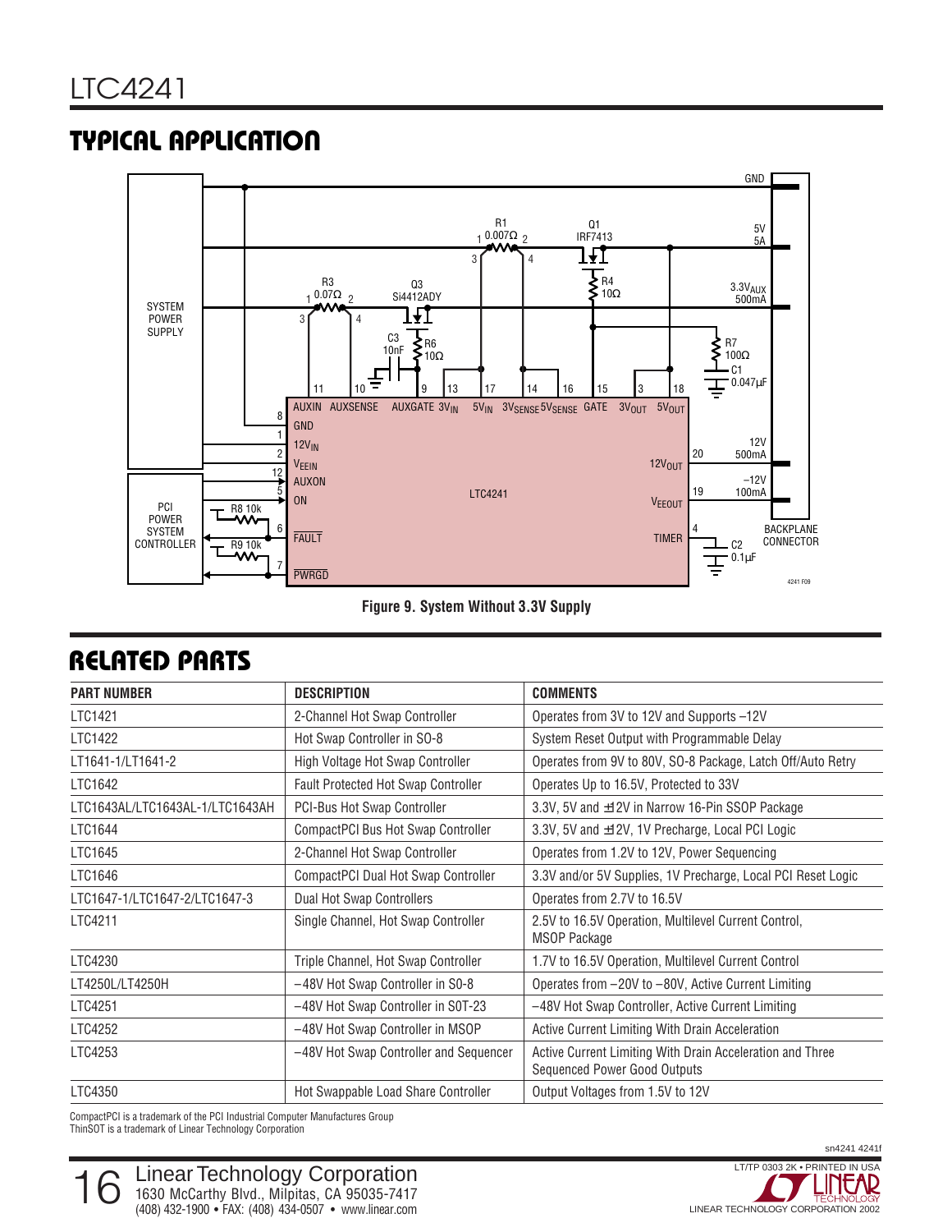## TYPICAL APPLICATION

Figure 9. System Without 3.3V Supply

## RELATED PARTS

| PART NUMBER | DESCRIPTION | COMMENTS |
| --- | --- | --- |
| LTC1421 | 2-Channel Hot Swap Controller | Operates from 3V to 12V and Supports –12V |
| LTC1422 | Hot Swap Controller in SO-8 | System Reset Output with Programmable Delay |
| LT1641-1/LT1641-2 | High Voltage Hot Swap Controller | Operates from 9V to 80V, SO-8 Package, Latch Off/Auto Retry |
| LTC1642 | Fault Protected Hot Swap Controller | Operates Up to 16.5V, Protected to 33V |
| LTC1643AL/LTC1643AL-1/LTC1643AH | PCI-Bus Hot Swap Controller | 3.3V, 5V and ±12V in Narrow 16-Pin SSOP Package |
| LTC1644 | CompactPCI Bus Hot Swap Controller | 3.3V, 5V and ±12V, 1V Precharge, Local PCI Logic |
| LTC1645 | 2-Channel Hot Swap Controller | Operates from 1.2V to 12V, Power Sequencing |
| LTC1646 | CompactPCI Dual Hot Swap Controller | 3.3V and/or 5V Supplies, 1V Precharge, Local PCI Reset Logic |
| LTC1647-1/LTC1647-2/LTC1647-3 | Dual Hot Swap Controllers | Operates from 2.7V to 16.5V |
| LTC4211 | Single Channel, Hot Swap Controller | 2.5V to 16.5V Operation, Multilevel Current Control, MSOP Package |
| LTC4230 | Triple Channel, Hot Swap Controller | 1.7V to 16.5V Operation, Multilevel Current Control |
| LT4250L/LT4250H | –48V Hot Swap Controller in S0-8 | Operates from –20V to –80V, Active Current Limiting |
| LTC4251 | –48V Hot Swap Controller in SOT-23 | –48V Hot Swap Controller, Active Current Limiting |
| LTC4252 | –48V Hot Swap Controller in MSOP | Active Current Limiting With Drain Acceleration |
| LTC4253 | –48V Hot Swap Controller and Sequencer | Active Current Limiting With Drain Acceleration and Three Sequenced Power Good Outputs |
| LTC4350 | Hot Swappable Load Share Controller | Output Voltages from 1.5V to 12V |

CompactPCI is a trademark of the PCI Industrial Computer Manufactures Group
ThinSOT is a trademark of Linear Technology Corporation

Linear Technology Corporation
1630 McCarthy Blvd., Milpitas, CA 95035-7417
(408) 432-1900 • FAX: (408) 434-0507 • www.linear.com

LT/TP 0303 2K • PRINTED IN USA
© LINEAR TECHNOLOGY CORPORATION 2002